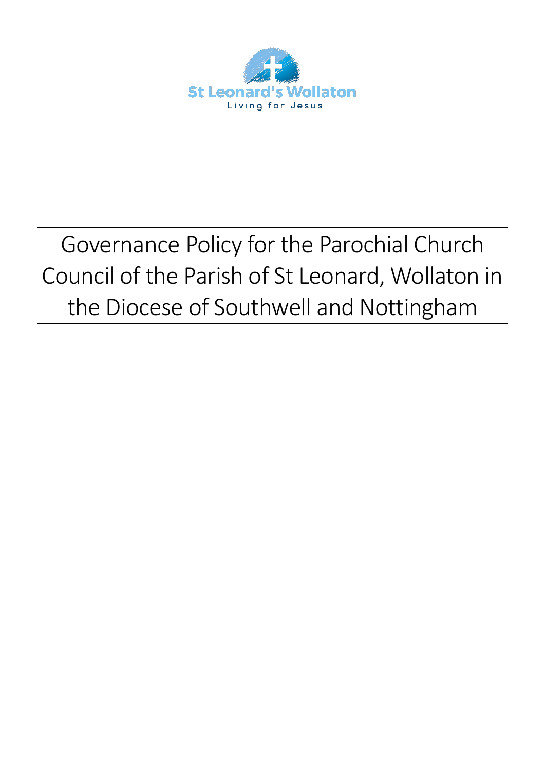St Leonard's Wollaton

Living for Jesus

# Governance Policy for the Parochial Church Council of the Parish of St Leonard, Wollaton in the Diocese of Southwell and Nottingham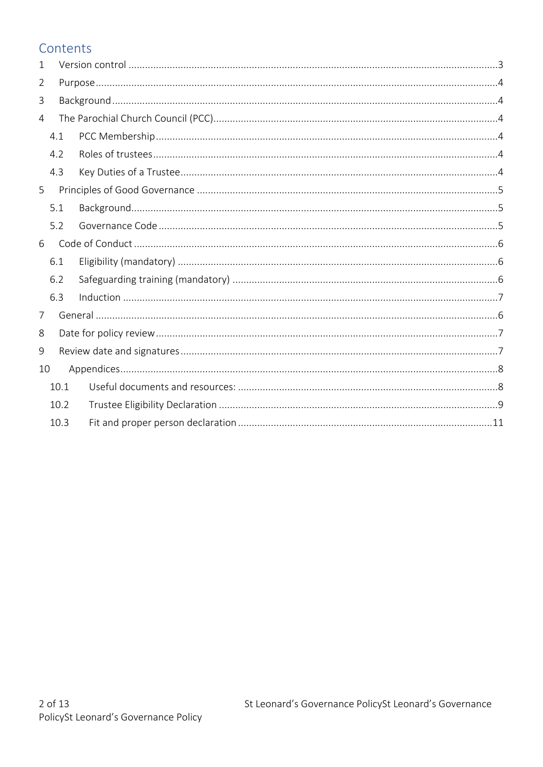## Contents

- 1 Version control ..... 3
- 2 Purpose ..... 4
- 3 Background ..... 4
- 4 The Parochial Church Council (PCC) ..... 4
  - 4.1 PCC Membership ..... 4
  - 4.2 Roles of trustees ..... 4
  - 4.3 Key Duties of a Trustee ..... 4
- 5 Principles of Good Governance ..... 5
  - 5.1 Background ..... 5
  - 5.2 Governance Code ..... 5
- 6 Code of Conduct ..... 6
  - 6.1 Eligibility (mandatory) ..... 6
  - 6.2 Safeguarding training (mandatory) ..... 6
  - 6.3 Induction ..... 7
- 7 General ..... 6
- 8 Date for policy review ..... 7
- 9 Review date and signatures ..... 7
- 10 Appendices ..... 8
  - 10.1 Useful documents and resources: ..... 8
  - 10.2 Trustee Eligibility Declaration ..... 9
  - 10.3 Fit and proper person declaration ..... 11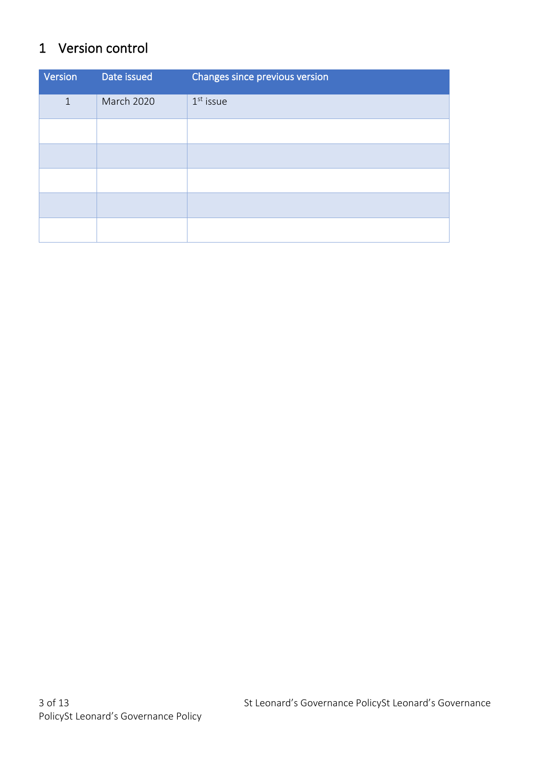# 1 Version control

| Version | Date issued | Changes since previous version |
|---|---|---|
| 1 | March 2020 | 1st issue |
| | | |
| | | |
| | | |
| | | |
| | | |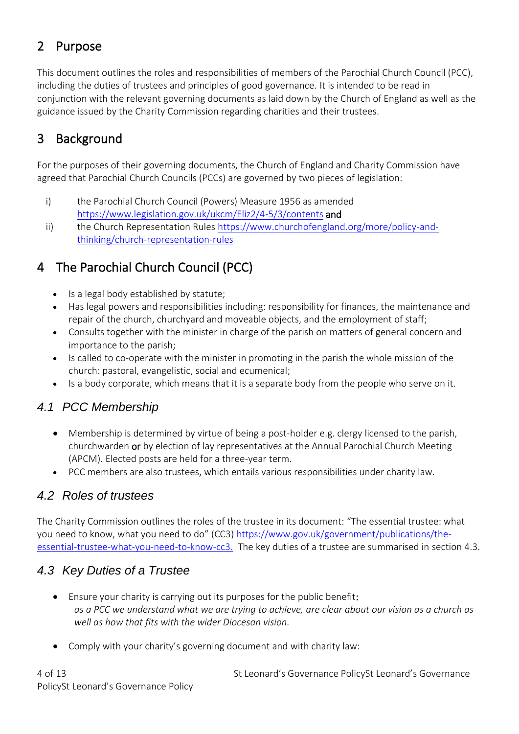## 2 Purpose

This document outlines the roles and responsibilities of members of the Parochial Church Council (PCC), including the duties of trustees and principles of good governance. It is intended to be read in conjunction with the relevant governing documents as laid down by the Church of England as well as the guidance issued by the Charity Commission regarding charities and their trustees.

## 3 Background

For the purposes of their governing documents, the Church of England and Charity Commission have agreed that Parochial Church Councils (PCCs) are governed by two pieces of legislation:

i) the Parochial Church Council (Powers) Measure 1956 as amended https://www.legislation.gov.uk/ukcm/Eliz2/4-5/3/contents **and**

ii) the Church Representation Rules https://www.churchofengland.org/more/policy-and-thinking/church-representation-rules

## 4 The Parochial Church Council (PCC)

- Is a legal body established by statute;
- Has legal powers and responsibilities including: responsibility for finances, the maintenance and repair of the church, churchyard and moveable objects, and the employment of staff;
- Consults together with the minister in charge of the parish on matters of general concern and importance to the parish;
- Is called to co-operate with the minister in promoting in the parish the whole mission of the church: pastoral, evangelistic, social and ecumenical;
- Is a body corporate, which means that it is a separate body from the people who serve on it.

### *4.1 PCC Membership*

- Membership is determined by virtue of being a post-holder e.g. clergy licensed to the parish, churchwarden **or** by election of lay representatives at the Annual Parochial Church Meeting (APCM). Elected posts are held for a three-year term.
- PCC members are also trustees, which entails various responsibilities under charity law.

### *4.2 Roles of trustees*

The Charity Commission outlines the roles of the trustee in its document: "The essential trustee: what you need to know, what you need to do" (CC3) https://www.gov.uk/government/publications/the-essential-trustee-what-you-need-to-know-cc3. The key duties of a trustee are summarised in section 4.3.

### *4.3 Key Duties of a Trustee*

- Ensure your charity is carrying out its purposes for the public benefit:
  *as a PCC we understand what we are trying to achieve, are clear about our vision as a church as well as how that fits with the wider Diocesan vision.*

- Comply with your charity's governing document and with charity law: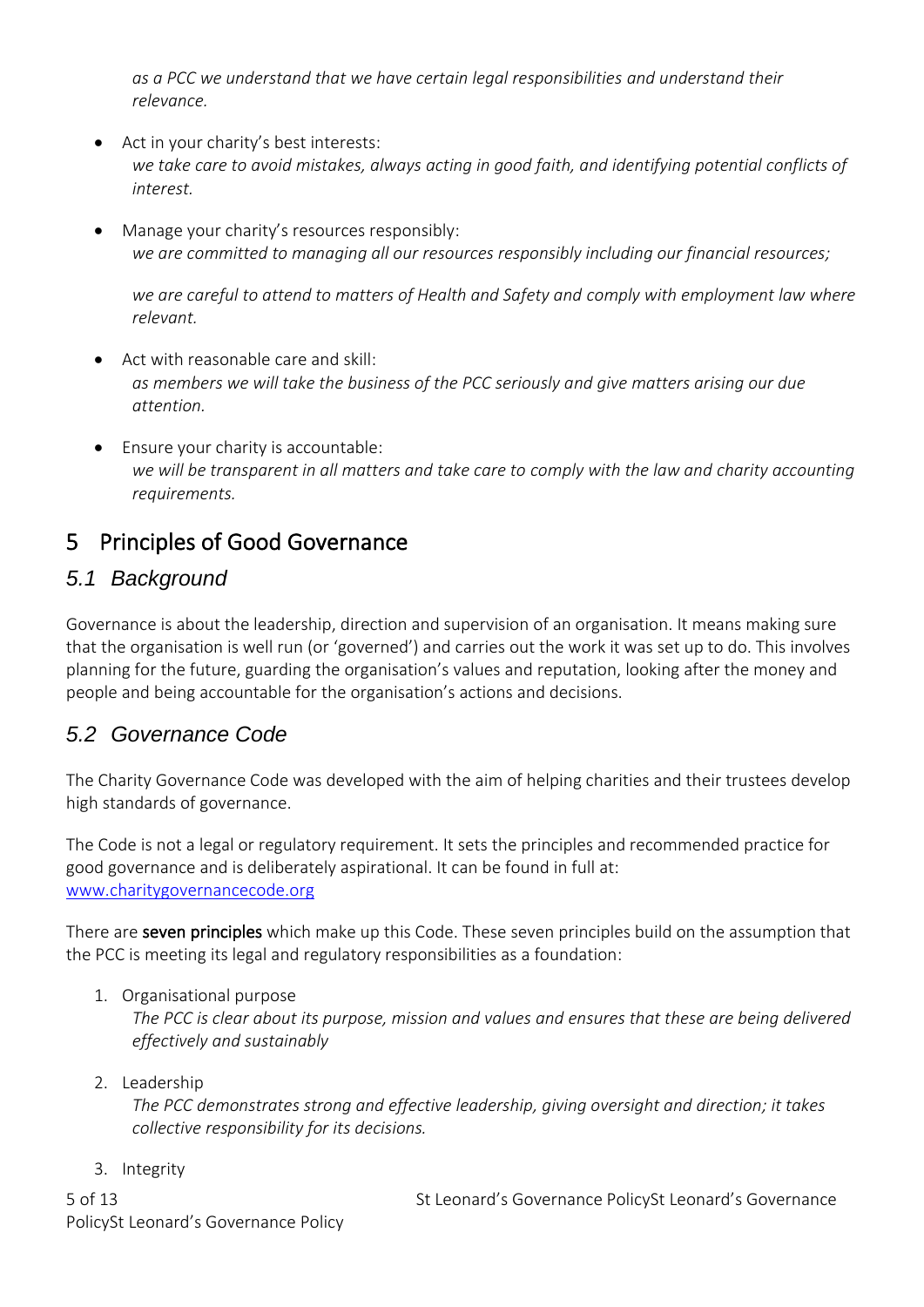*as a PCC we understand that we have certain legal responsibilities and understand their relevance.*

- Act in your charity's best interests:
  *we take care to avoid mistakes, always acting in good faith, and identifying potential conflicts of interest.*

- Manage your charity's resources responsibly:
  *we are committed to managing all our resources responsibly including our financial resources;*

  *we are careful to attend to matters of Health and Safety and comply with employment law where relevant.*

- Act with reasonable care and skill:
  *as members we will take the business of the PCC seriously and give matters arising our due attention.*

- Ensure your charity is accountable:
  *we will be transparent in all matters and take care to comply with the law and charity accounting requirements.*

# 5 Principles of Good Governance

## *5.1 Background*

Governance is about the leadership, direction and supervision of an organisation. It means making sure that the organisation is well run (or 'governed') and carries out the work it was set up to do. This involves planning for the future, guarding the organisation's values and reputation, looking after the money and people and being accountable for the organisation's actions and decisions.

## *5.2 Governance Code*

The Charity Governance Code was developed with the aim of helping charities and their trustees develop high standards of governance.

The Code is not a legal or regulatory requirement. It sets the principles and recommended practice for good governance and is deliberately aspirational. It can be found in full at: www.charitygovernancecode.org

There are **seven principles** which make up this Code. These seven principles build on the assumption that the PCC is meeting its legal and regulatory responsibilities as a foundation:

1. Organisational purpose
   *The PCC is clear about its purpose, mission and values and ensures that these are being delivered effectively and sustainably*

2. Leadership
   *The PCC demonstrates strong and effective leadership, giving oversight and direction; it takes collective responsibility for its decisions.*

3. Integrity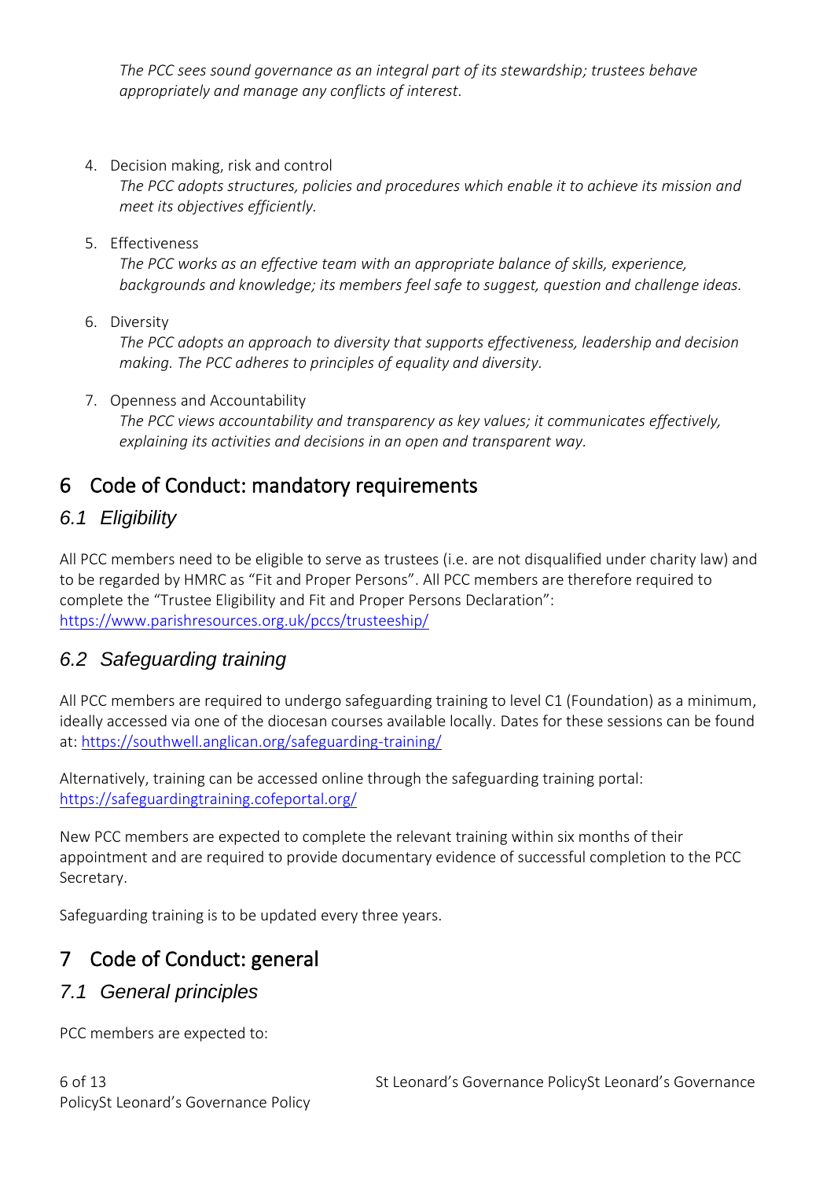*The PCC sees sound governance as an integral part of its stewardship; trustees behave appropriately and manage any conflicts of interest.*

4. Decision making, risk and control
   *The PCC adopts structures, policies and procedures which enable it to achieve its mission and meet its objectives efficiently.*

5. Effectiveness
   *The PCC works as an effective team with an appropriate balance of skills, experience, backgrounds and knowledge; its members feel safe to suggest, question and challenge ideas.*

6. Diversity
   *The PCC adopts an approach to diversity that supports effectiveness, leadership and decision making. The PCC adheres to principles of equality and diversity.*

7. Openness and Accountability
   *The PCC views accountability and transparency as key values; it communicates effectively, explaining its activities and decisions in an open and transparent way.*

# 6 Code of Conduct: mandatory requirements

## *6.1 Eligibility*

All PCC members need to be eligible to serve as trustees (i.e. are not disqualified under charity law) and to be regarded by HMRC as "Fit and Proper Persons". All PCC members are therefore required to complete the "Trustee Eligibility and Fit and Proper Persons Declaration": https://www.parishresources.org.uk/pccs/trusteeship/

## *6.2 Safeguarding training*

All PCC members are required to undergo safeguarding training to level C1 (Foundation) as a minimum, ideally accessed via one of the diocesan courses available locally. Dates for these sessions can be found at: https://southwell.anglican.org/safeguarding-training/

Alternatively, training can be accessed online through the safeguarding training portal: https://safeguardingtraining.cofeportal.org/

New PCC members are expected to complete the relevant training within six months of their appointment and are required to provide documentary evidence of successful completion to the PCC Secretary.

Safeguarding training is to be updated every three years.

# 7 Code of Conduct: general

## *7.1 General principles*

PCC members are expected to: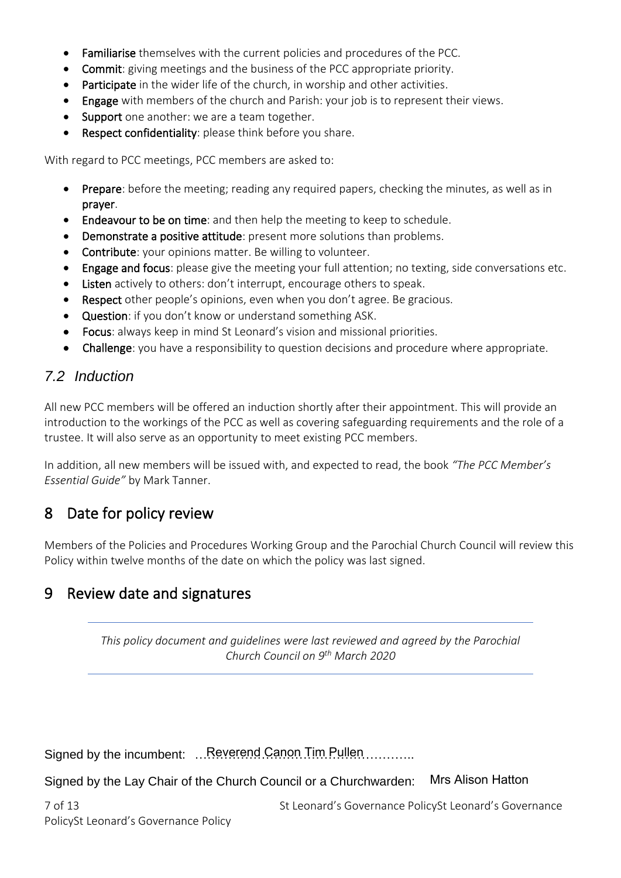- **Familiarise** themselves with the current policies and procedures of the PCC.
- **Commit**: giving meetings and the business of the PCC appropriate priority.
- **Participate** in the wider life of the church, in worship and other activities.
- **Engage** with members of the church and Parish: your job is to represent their views.
- **Support** one another: we are a team together.
- **Respect confidentiality**: please think before you share.

With regard to PCC meetings, PCC members are asked to:

- **Prepare**: before the meeting; reading any required papers, checking the minutes, as well as in **prayer**.
- **Endeavour to be on time**: and then help the meeting to keep to schedule.
- **Demonstrate a positive attitude**: present more solutions than problems.
- **Contribute**: your opinions matter. Be willing to volunteer.
- **Engage and focus**: please give the meeting your full attention; no texting, side conversations etc.
- **Listen** actively to others: don't interrupt, encourage others to speak.
- **Respect** other people's opinions, even when you don't agree. Be gracious.
- **Question**: if you don't know or understand something ASK.
- **Focus**: always keep in mind St Leonard's vision and missional priorities.
- **Challenge**: you have a responsibility to question decisions and procedure where appropriate.

### 7.2 Induction

All new PCC members will be offered an induction shortly after their appointment. This will provide an introduction to the workings of the PCC as well as covering safeguarding requirements and the role of a trustee. It will also serve as an opportunity to meet existing PCC members.

In addition, all new members will be issued with, and expected to read, the book *"The PCC Member's Essential Guide"* by Mark Tanner.

## 8 Date for policy review

Members of the Policies and Procedures Working Group and the Parochial Church Council will review this Policy within twelve months of the date on which the policy was last signed.

## 9 Review date and signatures

---

*This policy document and guidelines were last reviewed and agreed by the Parochial Church Council on 9th March 2020*

---

Signed by the incumbent: …Reverend Canon Tim Pullen………..

Signed by the Lay Chair of the Church Council or a Churchwarden: Mrs Alison Hatton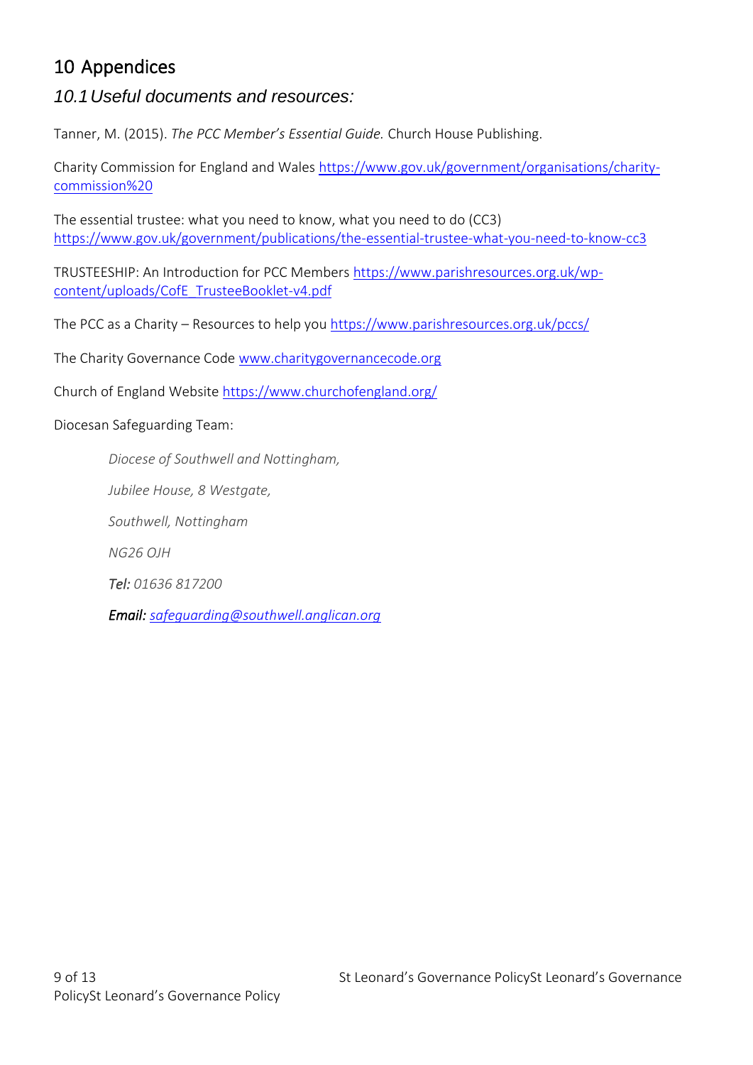# 10 Appendices

## *10.1 Useful documents and resources:*

Tanner, M. (2015). *The PCC Member's Essential Guide.* Church House Publishing.

Charity Commission for England and Wales https://www.gov.uk/government/organisations/charity-commission%20

The essential trustee: what you need to know, what you need to do (CC3) https://www.gov.uk/government/publications/the-essential-trustee-what-you-need-to-know-cc3

TRUSTEESHIP: An Introduction for PCC Members https://www.parishresources.org.uk/wp-content/uploads/CofE_TrusteeBooklet-v4.pdf

The PCC as a Charity – Resources to help you https://www.parishresources.org.uk/pccs/

The Charity Governance Code www.charitygovernancecode.org

Church of England Website https://www.churchofengland.org/

Diocesan Safeguarding Team:

> *Diocese of Southwell and Nottingham,*
>
> *Jubilee House, 8 Westgate,*
>
> *Southwell, Nottingham*
>
> *NG26 OJH*
>
> ***Tel:*** *01636 817200*
>
> ***Email:*** *safeguarding@southwell.anglican.org*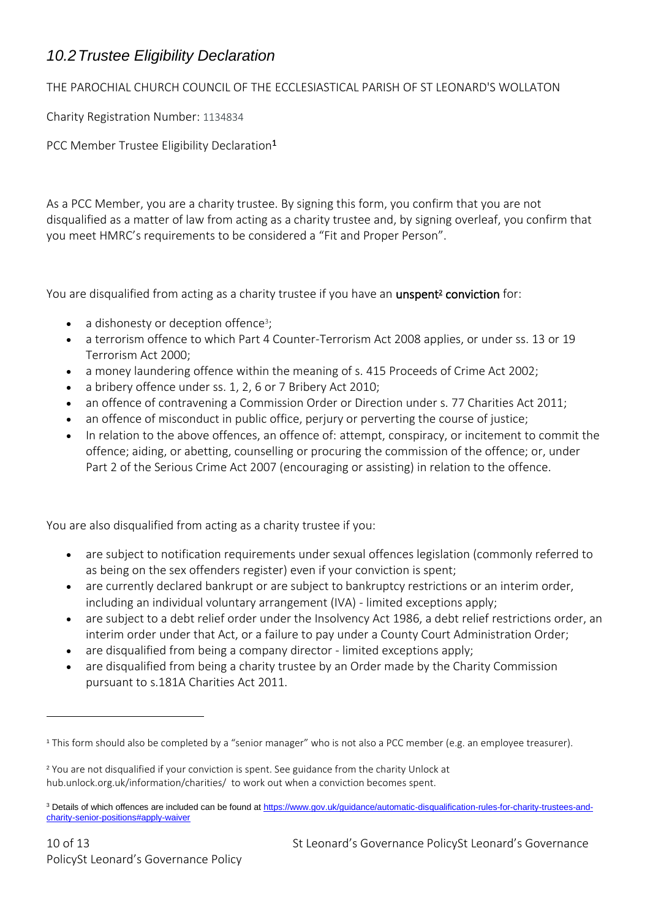## *10.2 Trustee Eligibility Declaration*

THE PAROCHIAL CHURCH COUNCIL OF THE ECCLESIASTICAL PARISH OF ST LEONARD'S WOLLATON

Charity Registration Number: 1134834

PCC Member Trustee Eligibility Declaration[1]

As a PCC Member, you are a charity trustee. By signing this form, you confirm that you are not disqualified as a matter of law from acting as a charity trustee and, by signing overleaf, you confirm that you meet HMRC's requirements to be considered a "Fit and Proper Person".

You are disqualified from acting as a charity trustee if you have an **unspent[2] conviction** for:

- a dishonesty or deception offence[3];
- a terrorism offence to which Part 4 Counter-Terrorism Act 2008 applies, or under ss. 13 or 19 Terrorism Act 2000;
- a money laundering offence within the meaning of s. 415 Proceeds of Crime Act 2002;
- a bribery offence under ss. 1, 2, 6 or 7 Bribery Act 2010;
- an offence of contravening a Commission Order or Direction under s. 77 Charities Act 2011;
- an offence of misconduct in public office, perjury or perverting the course of justice;
- In relation to the above offences, an offence of: attempt, conspiracy, or incitement to commit the offence; aiding, or abetting, counselling or procuring the commission of the offence; or, under Part 2 of the Serious Crime Act 2007 (encouraging or assisting) in relation to the offence.

You are also disqualified from acting as a charity trustee if you:

- are subject to notification requirements under sexual offences legislation (commonly referred to as being on the sex offenders register) even if your conviction is spent;
- are currently declared bankrupt or are subject to bankruptcy restrictions or an interim order, including an individual voluntary arrangement (IVA) - limited exceptions apply;
- are subject to a debt relief order under the Insolvency Act 1986, a debt relief restrictions order, an interim order under that Act, or a failure to pay under a County Court Administration Order;
- are disqualified from being a company director - limited exceptions apply;
- are disqualified from being a charity trustee by an Order made by the Charity Commission pursuant to s.181A Charities Act 2011.

---

[1] This form should also be completed by a "senior manager" who is not also a PCC member (e.g. an employee treasurer).

[2] You are not disqualified if your conviction is spent. See guidance from the charity Unlock at hub.unlock.org.uk/information/charities/ to work out when a conviction becomes spent.

[3] Details of which offences are included can be found at [https://www.gov.uk/guidance/automatic-disqualification-rules-for-charity-trustees-and-charity-senior-positions#apply-waiver](https://www.gov.uk/guidance/automatic-disqualification-rules-for-charity-trustees-and-charity-senior-positions#apply-waiver)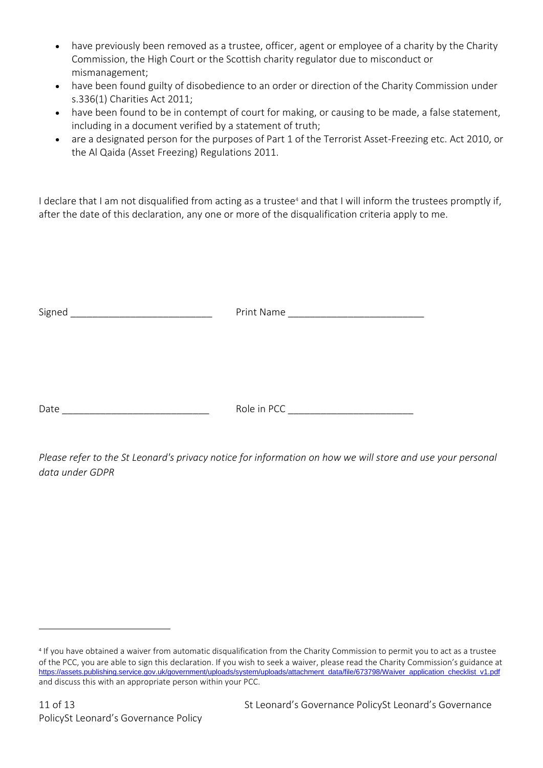- have previously been removed as a trustee, officer, agent or employee of a charity by the Charity Commission, the High Court or the Scottish charity regulator due to misconduct or mismanagement;
- have been found guilty of disobedience to an order or direction of the Charity Commission under s.336(1) Charities Act 2011;
- have been found to be in contempt of court for making, or causing to be made, a false statement, including in a document verified by a statement of truth;
- are a designated person for the purposes of Part 1 of the Terrorist Asset-Freezing etc. Act 2010, or the Al Qaida (Asset Freezing) Regulations 2011.

I declare that I am not disqualified from acting as a trustee[4] and that I will inform the trustees promptly if, after the date of this declaration, any one or more of the disqualification criteria apply to me.

Signed ___________________________ Print Name _________________________

Date ___________________________ Role in PCC _______________________

*Please refer to the St Leonard's privacy notice for information on how we will store and use your personal data under GDPR*

[4] If you have obtained a waiver from automatic disqualification from the Charity Commission to permit you to act as a trustee of the PCC, you are able to sign this declaration. If you wish to seek a waiver, please read the Charity Commission's guidance at https://assets.publishing.service.gov.uk/government/uploads/system/uploads/attachment_data/file/673798/Waiver_application_checklist_v1.pdf and discuss this with an appropriate person within your PCC.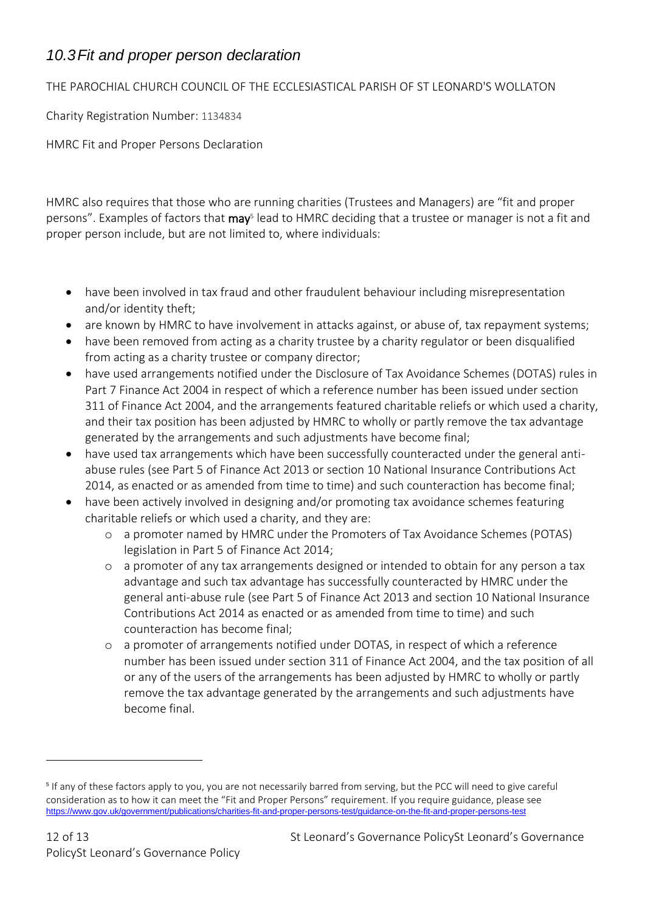## *10.3 Fit and proper person declaration*

THE PAROCHIAL CHURCH COUNCIL OF THE ECCLESIASTICAL PARISH OF ST LEONARD'S WOLLATON

Charity Registration Number: 1134834

HMRC Fit and Proper Persons Declaration

HMRC also requires that those who are running charities (Trustees and Managers) are "fit and proper persons". Examples of factors that **may**[5] lead to HMRC deciding that a trustee or manager is not a fit and proper person include, but are not limited to, where individuals:

- have been involved in tax fraud and other fraudulent behaviour including misrepresentation and/or identity theft;
- are known by HMRC to have involvement in attacks against, or abuse of, tax repayment systems;
- have been removed from acting as a charity trustee by a charity regulator or been disqualified from acting as a charity trustee or company director;
- have used arrangements notified under the Disclosure of Tax Avoidance Schemes (DOTAS) rules in Part 7 Finance Act 2004 in respect of which a reference number has been issued under section 311 of Finance Act 2004, and the arrangements featured charitable reliefs or which used a charity, and their tax position has been adjusted by HMRC to wholly or partly remove the tax advantage generated by the arrangements and such adjustments have become final;
- have used tax arrangements which have been successfully counteracted under the general anti-abuse rules (see Part 5 of Finance Act 2013 or section 10 National Insurance Contributions Act 2014, as enacted or as amended from time to time) and such counteraction has become final;
- have been actively involved in designing and/or promoting tax avoidance schemes featuring charitable reliefs or which used a charity, and they are:
  - a promoter named by HMRC under the Promoters of Tax Avoidance Schemes (POTAS) legislation in Part 5 of Finance Act 2014;
  - a promoter of any tax arrangements designed or intended to obtain for any person a tax advantage and such tax advantage has successfully counteracted by HMRC under the general anti-abuse rule (see Part 5 of Finance Act 2013 and section 10 National Insurance Contributions Act 2014 as enacted or as amended from time to time) and such counteraction has become final;
  - a promoter of arrangements notified under DOTAS, in respect of which a reference number has been issued under section 311 of Finance Act 2004, and the tax position of all or any of the users of the arrangements has been adjusted by HMRC to wholly or partly remove the tax advantage generated by the arrangements and such adjustments have become final.

---

[5] If any of these factors apply to you, you are not necessarily barred from serving, but the PCC will need to give careful consideration as to how it can meet the "Fit and Proper Persons" requirement. If you require guidance, please see https://www.gov.uk/government/publications/charities-fit-and-proper-persons-test/guidance-on-the-fit-and-proper-persons-test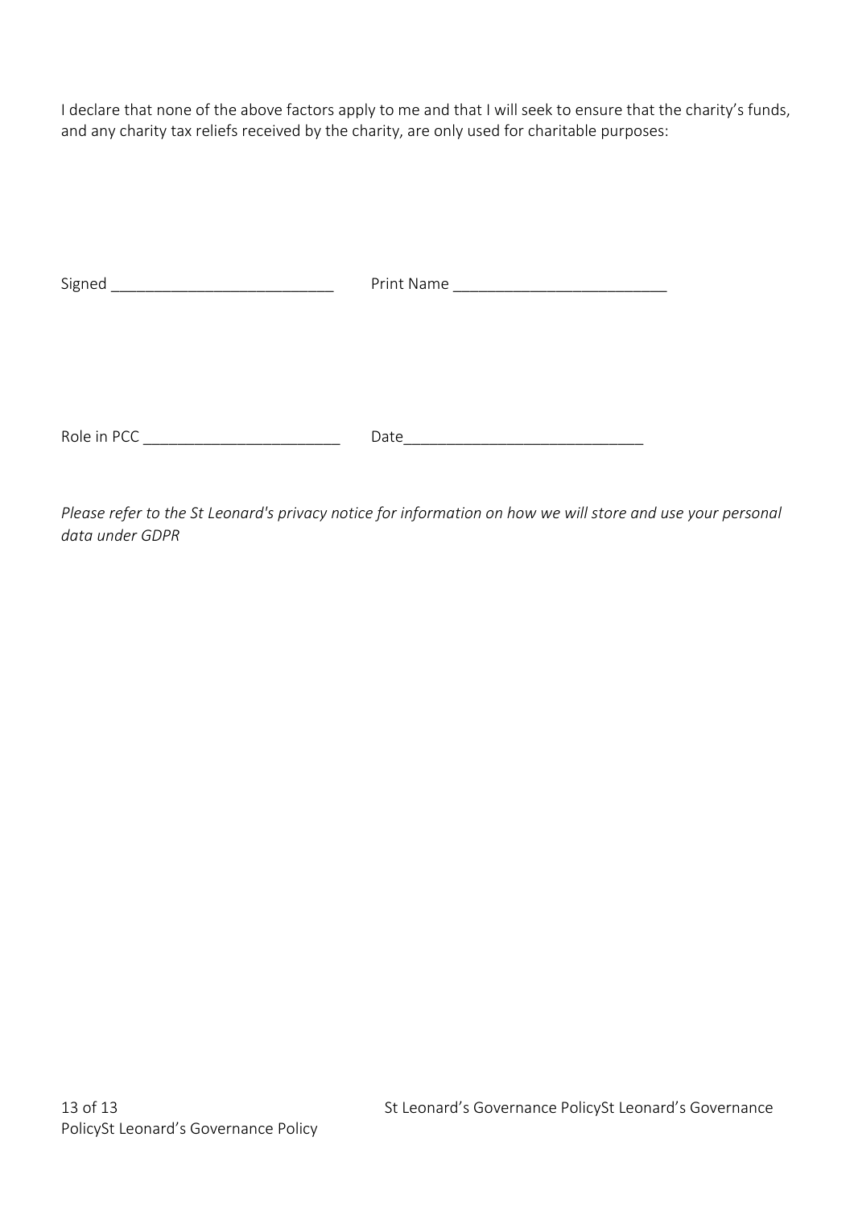I declare that none of the above factors apply to me and that I will seek to ensure that the charity's funds, and any charity tax reliefs received by the charity, are only used for charitable purposes:

Signed __________________________ Print Name _________________________

Role in PCC _______________________ Date___________________________

*Please refer to the St Leonard's privacy notice for information on how we will store and use your personal data under GDPR*